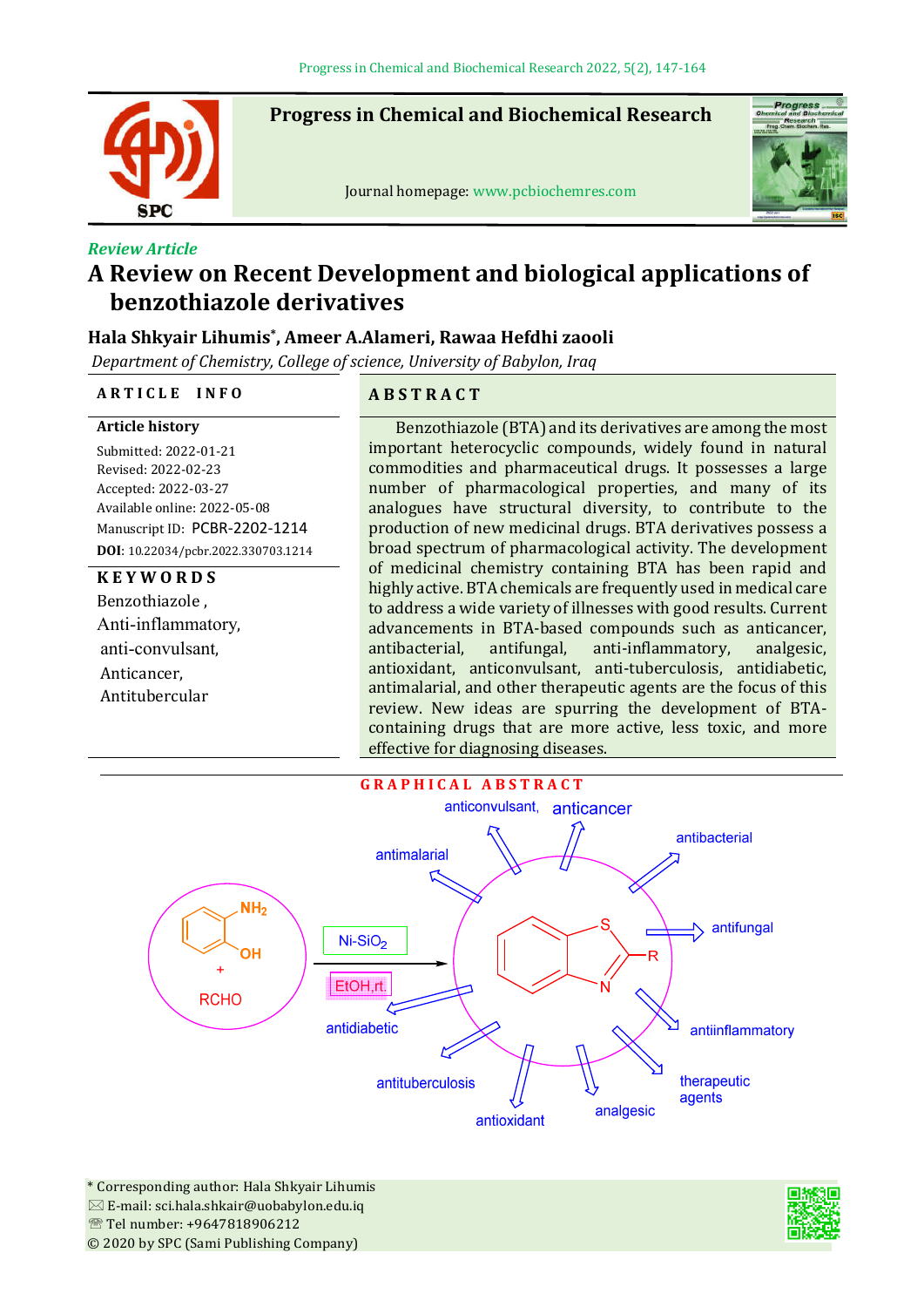Review Article

# A Review on Recent Development and biological applications of benzothiazole derivatives

**Hala Shkyair Lihumis*, Ameer A.Alameri, Rawaa Hefdhi zaooli**

*Department of Chemistry, College of science, University of Babylon, Iraq*

## ARTICLE INFO

**Article history**

Submitted: 2022-01-21
Revised: 2022-02-23
Accepted: 2022-03-27
Available online: 2022-05-08
Manuscript ID: PCBR-2202-1214
**DOI**: 10.22034/pcbr.2022.330703.1214

**KEYWORDS**

Benzothiazole ,
Anti-inflammatory,
anti-convulsant,
Anticancer,
Antitubercular

## ABSTRACT

Benzothiazole (BTA) and its derivatives are among the most important heterocyclic compounds, widely found in natural commodities and pharmaceutical drugs. It possesses a large number of pharmacological properties, and many of its analogues have structural diversity, to contribute to the production of new medicinal drugs. BTA derivatives possess a broad spectrum of pharmacological activity. The development of medicinal chemistry containing BTA has been rapid and highly active. BTA chemicals are frequently used in medical care to address a wide variety of illnesses with good results. Current advancements in BTA-based compounds such as anticancer, antibacterial, antifungal, anti-inflammatory, analgesic, antioxidant, anticonvulsant, anti-tuberculosis, antidiabetic, antimalarial, and other therapeutic agents are the focus of this review. New ideas are spurring the development of BTA-containing drugs that are more active, less toxic, and more effective for diagnosing diseases.

## GRAPHICAL ABSTRACT

* Corresponding author: Hala Shkyair Lihumis
E-mail: sci.hala.shkair@uobabylon.edu.iq
Tel number: +9647818906212
© 2020 by SPC (Sami Publishing Company)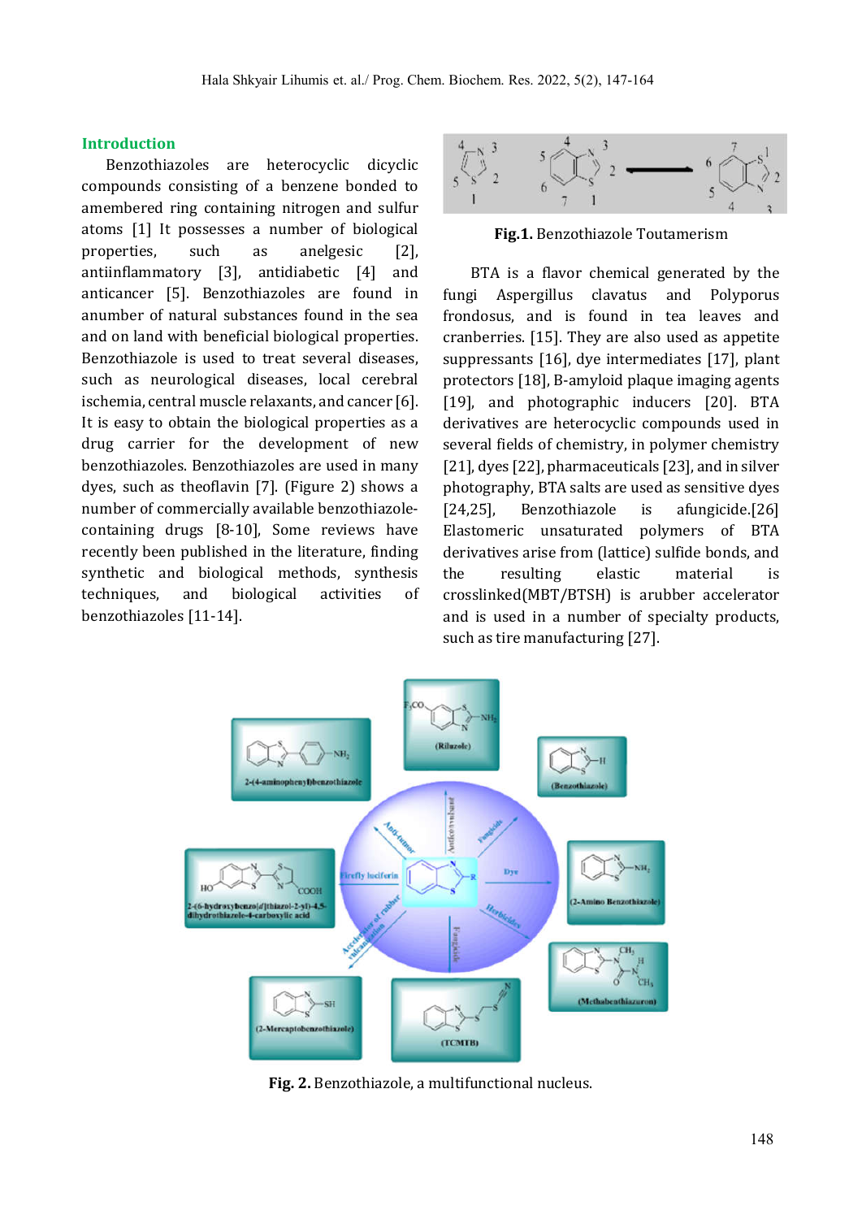## Introduction

Benzothiazoles are heterocyclic dicyclic compounds consisting of a benzene bonded to amembered ring containing nitrogen and sulfur atoms [1] It possesses a number of biological properties, such as anelgesic [2], antiinflammatory [3], antidiabetic [4] and anticancer [5]. Benzothiazoles are found in anumber of natural substances found in the sea and on land with beneficial biological properties. Benzothiazole is used to treat several diseases, such as neurological diseases, local cerebral ischemia, central muscle relaxants, and cancer [6]. It is easy to obtain the biological properties as a drug carrier for the development of new benzothiazoles. Benzothiazoles are used in many dyes, such as theoflavin [7]. (Figure 2) shows a number of commercially available benzothiazole-containing drugs [8-10], Some reviews have recently been published in the literature, finding synthetic and biological methods, synthesis techniques, and biological activities of benzothiazoles [11-14].

**Fig.1.** Benzothiazole Toutamerism

BTA is a flavor chemical generated by the fungi Aspergillus clavatus and Polyporus frondosus, and is found in tea leaves and cranberries. [15]. They are also used as appetite suppressants [16], dye intermediates [17], plant protectors [18], B-amyloid plaque imaging agents [19], and photographic inducers [20]. BTA derivatives are heterocyclic compounds used in several fields of chemistry, in polymer chemistry [21], dyes [22], pharmaceuticals [23], and in silver photography, BTA salts are used as sensitive dyes [24,25], Benzothiazole is afungicide.[26] Elastomeric unsaturated polymers of BTA derivatives arise from (lattice) sulfide bonds, and the resulting elastic material is crosslinked(MBT/BTSH) is arubber accelerator and is used in a number of specialty products, such as tire manufacturing [27].

**Fig. 2.** Benzothiazole, a multifunctional nucleus.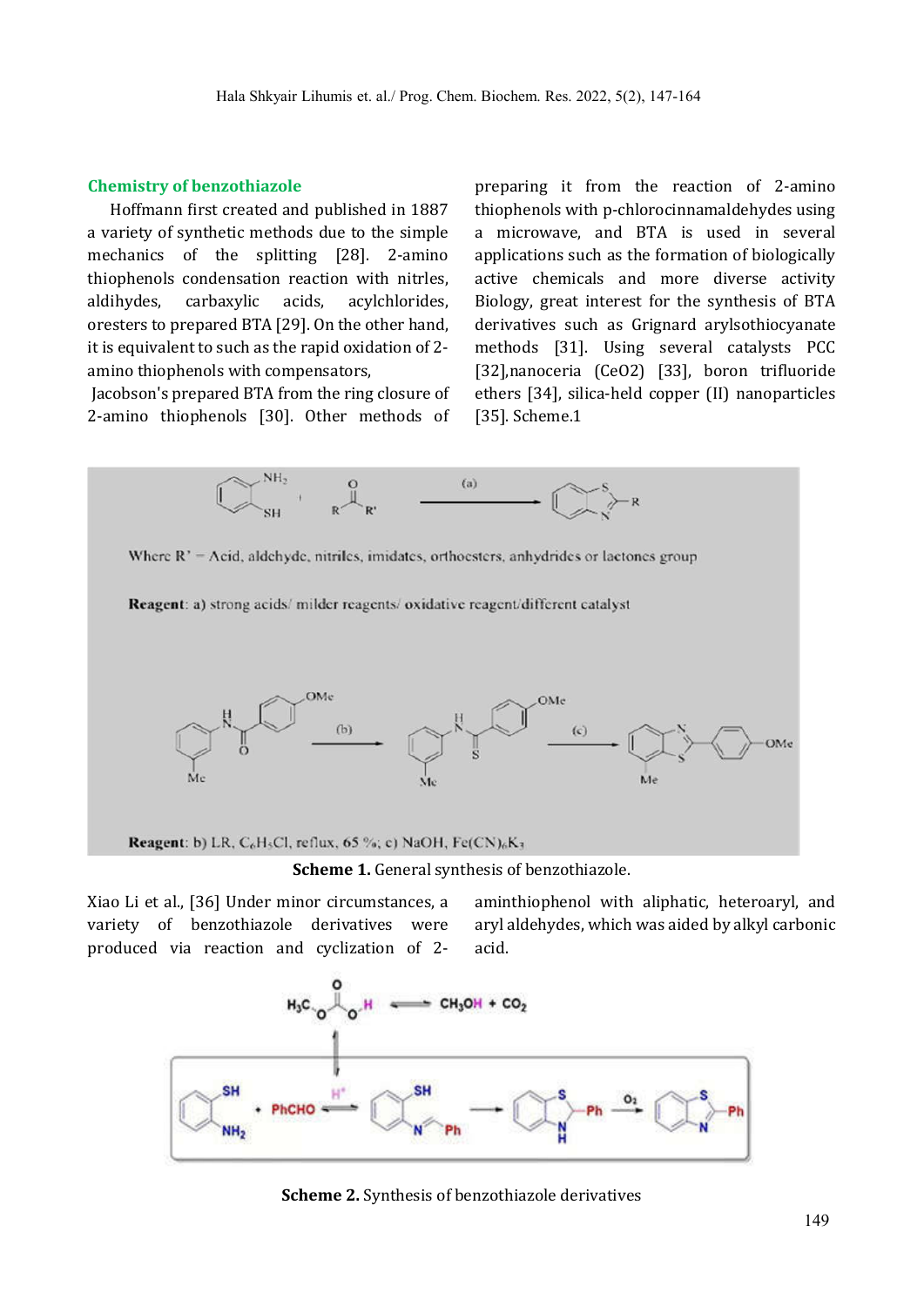### Chemistry of benzothiazole

Hoffmann first created and published in 1887 a variety of synthetic methods due to the simple mechanics of the splitting [28]. 2-amino thiophenols condensation reaction with nitrles, aldihydes, carbaxylic acids, acylchlorides, oresters to prepared BTA [29]. On the other hand, it is equivalent to such as the rapid oxidation of 2-amino thiophenols with compensators,

Jacobson's prepared BTA from the ring closure of 2-amino thiophenols [30]. Other methods of preparing it from the reaction of 2-amino thiophenols with p-chlorocinnamaldehydes using a microwave, and BTA is used in several applications such as the formation of biologically active chemicals and more diverse activity Biology, great interest for the synthesis of BTA derivatives such as Grignard arylsothiocyanate methods [31]. Using several catalysts PCC [32],nanoceria (CeO2) [33], boron trifluoride ethers [34], silica-held copper (II) nanoparticles [35]. Scheme.1

Where R' = Acid, aldehyde, nitriles, imidates, orthoesters, anhydrides or lactones group

**Reagent**: a) strong acids/ milder reagents/ oxidative reagent/different catalyst

**Reagent**: b) LR, $C_6H_5Cl$, reflux, 65 %; c) NaOH, $Fe(CN)_6K_3$

**Scheme 1.** General synthesis of benzothiazole.

Xiao Li et al., [36] Under minor circumstances, a variety of benzothiazole derivatives were produced via reaction and cyclization of 2-aminthiophenol with aliphatic, heteroaryl, and aryl aldehydes, which was aided by alkyl carbonic acid.

**Scheme 2.** Synthesis of benzothiazole derivatives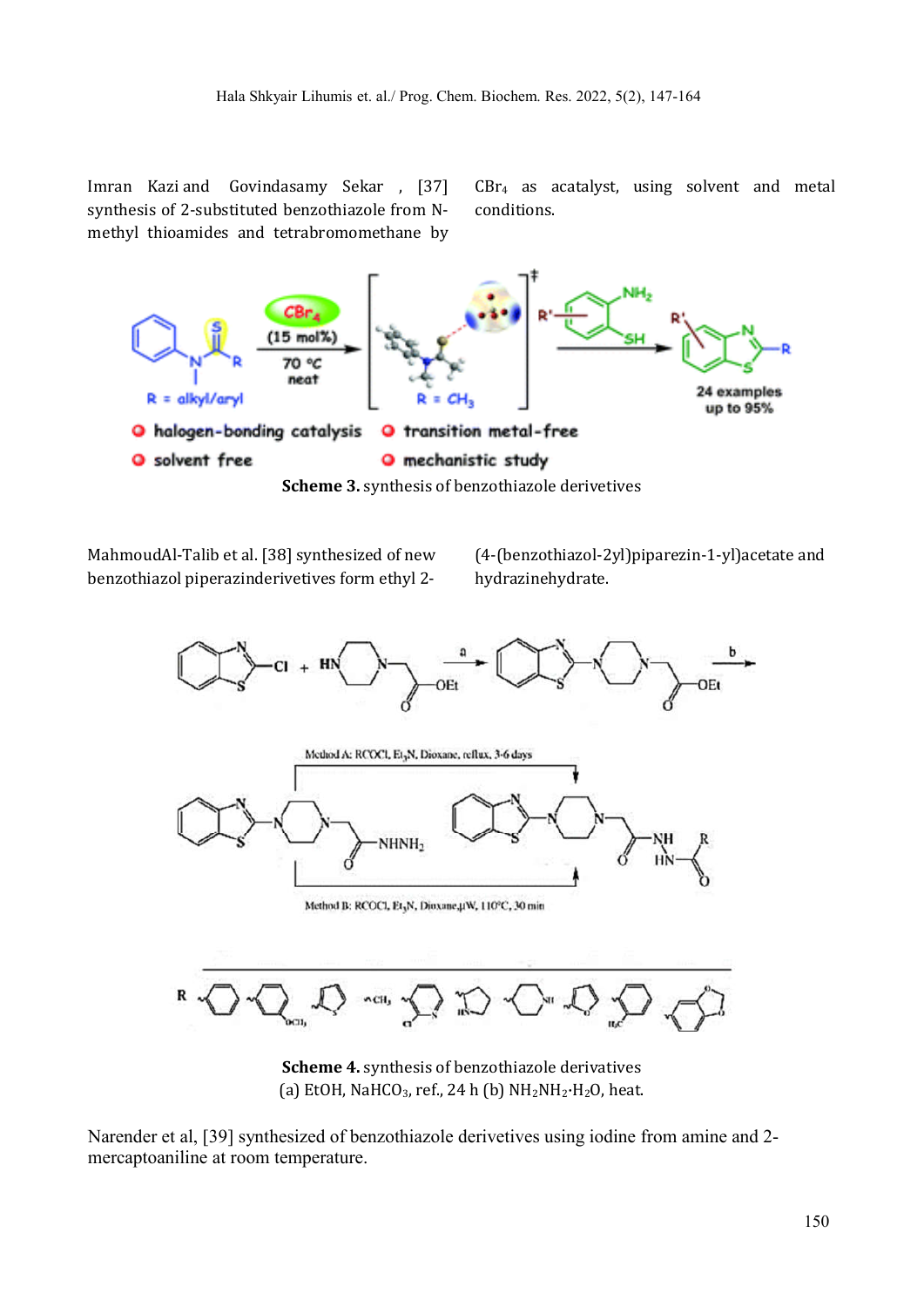Imran Kazi and Govindasamy Sekar , [37] synthesis of 2-substituted benzothiazole from N-methyl thioamides and tetrabromomethane by $CBr_4$ as acatalyst, using solvent and metal conditions.

**Scheme 3.** synthesis of benzothiazole derivatives

MahmoudAl-Talib et al. [38] synthesized of new benzothiazol piperazinderivetives form ethyl 2-(4-(benzothiazol-2yl)piparezin-1-yl)acetate and hydrazinehydrate.

**Scheme 4.** synthesis of benzothiazole derivatives
(a) EtOH, $NaHCO_3$, ref., 24 h (b) $NH_2NH_2 \cdot H_2O$, heat.

Narender et al, [39] synthesized of benzothiazole derivetives using iodine from amine and 2-mercaptoaniline at room temperature.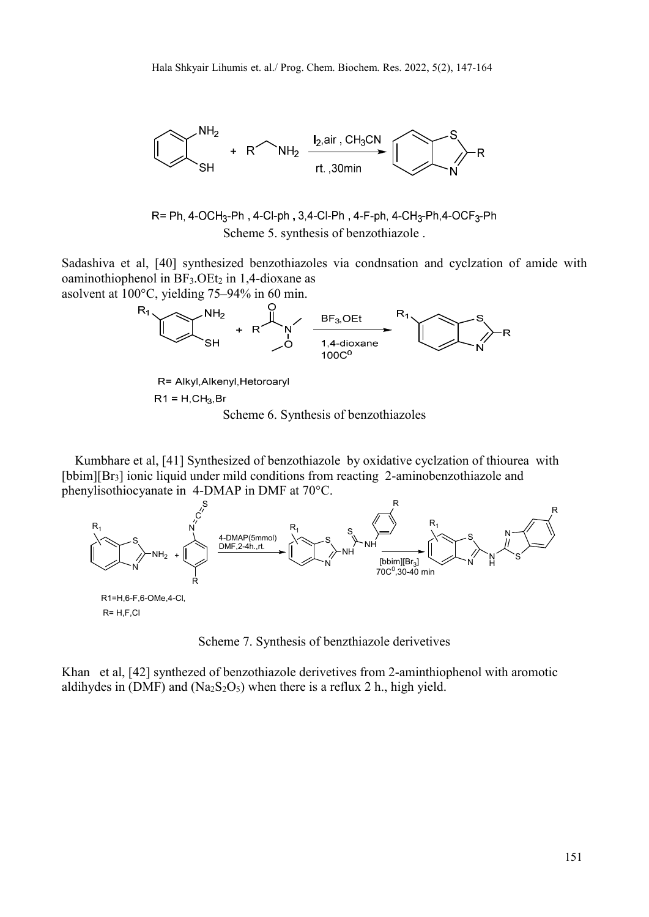R= Ph, 4-OCH$_3$-Ph , 4-Cl-ph , 3,4-Cl-Ph , 4-F-ph, 4-CH$_3$-Ph,4-OCF$_3$-Ph

Scheme 5. synthesis of benzothiazole .

Sadashiva et al, [40] synthesized benzothiazoles via condnsation and cyclzation of amide with oaminothiophenol in $BF_3.OEt_2$ in 1,4-dioxane as asolvent at 100°C, yielding 75–94% in 60 min.

R= Alkyl,Alkenyl,Hetoroaryl

R1 = H,CH$_3$,Br

Scheme 6. Synthesis of benzothiazoles

Kumbhare et al, [41] Synthesized of benzothiazole by oxidative cyclzation of thiourea with [bbim][Br$_3$] ionic liquid under mild conditions from reacting 2-aminobenzothiazole and phenylisothiocyanate in 4-DMAP in DMF at 70°C.

R1=H,6-F,6-OMe,4-Cl,

R= H,F,Cl

Scheme 7. Synthesis of benzthiazole derivetives

Khan et al, [42] synthezed of benzothiazole derivetives from 2-aminthiophenol with aromotic aldihydes in (DMF) and ($Na_2S_2O_5$) when there is a reflux 2 h., high yield.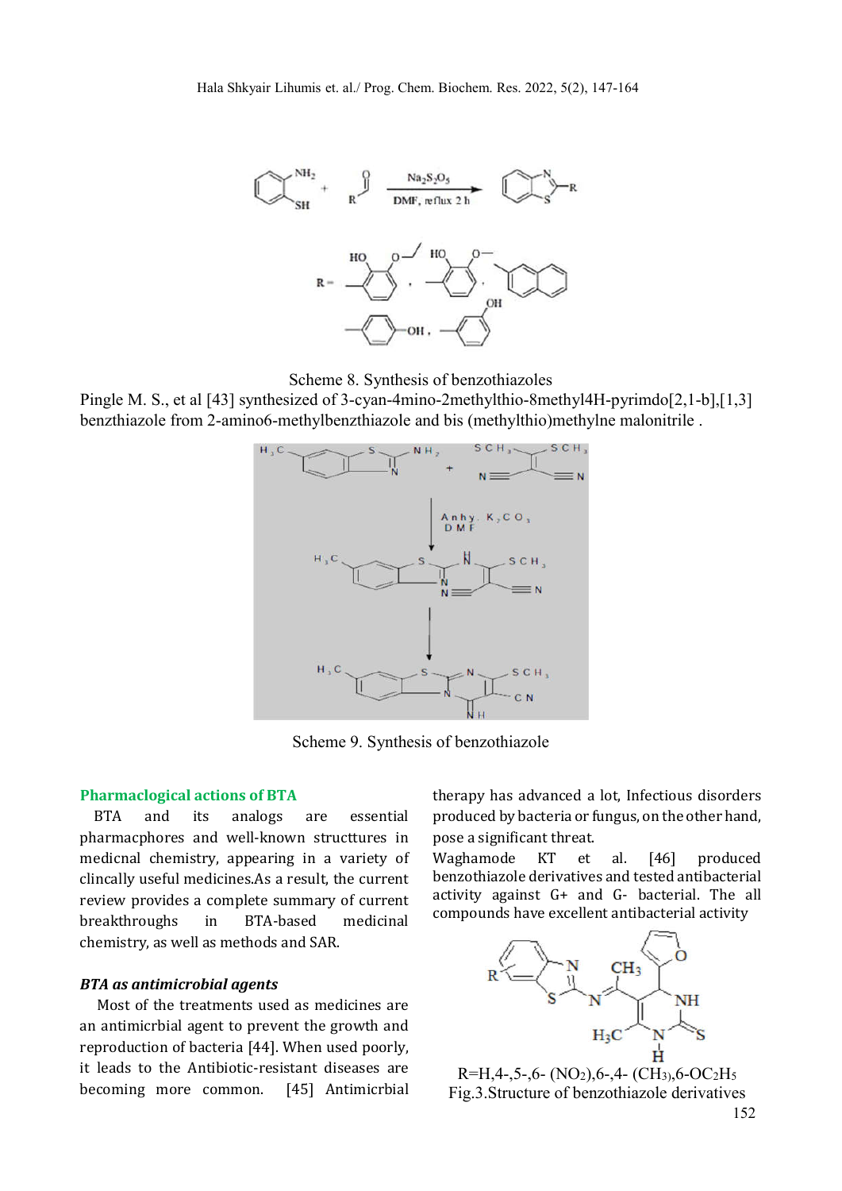Scheme 8. Synthesis of benzothiazoles

Pingle M. S., et al [43] synthesized of 3-cyan-4mino-2methylthio-8methyl4H-pyrimdo[2,1-b],[1,3] benzthiazole from 2-amino6-methylbenzthiazole and bis (methylthio)methylne malonitrile .

Scheme 9. Synthesis of benzothiazole

## Pharmaclogical actions of BTA

BTA and its analogs are essential pharmacphores and well-known structtures in medicnal chemistry, appearing in a variety of clincally useful medicines.As a result, the current review provides a complete summary of current breakthroughs in BTA-based medicinal chemistry, as well as methods and SAR.

### *BTA as antimicrobial agents*

Most of the treatments used as medicines are an antimicrbial agent to prevent the growth and reproduction of bacteria [44]. When used poorly, it leads to the Antibiotic-resistant diseases are becoming more common. [45] Antimicrbial therapy has advanced a lot, Infectious disorders produced by bacteria or fungus, on the other hand, pose a significant threat.

Waghamode KT et al. [46] produced benzothiazole derivatives and tested antibacterial activity against G+ and G- bacterial. The all compounds have excellent antibacterial activity

R=H,4-,5-,6- ($NO_2$),6-,4- ($CH_3$),6-$OC_2H_5$

Fig.3.Structure of benzothiazole derivatives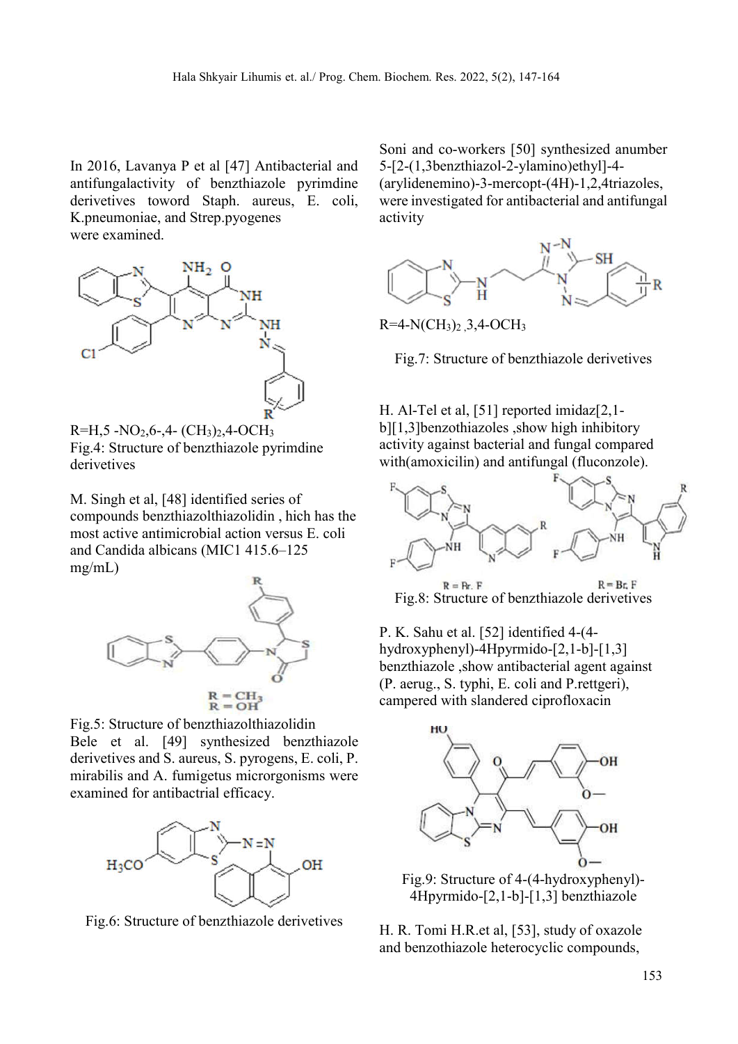In 2016, Lavanya P et al [47] Antibacterial and antifungalactivity of benzthiazole pyrimdine derivetives toword Staph. aureus, E. coli, K.pneumoniae, and Strep.pyogenes were examined.

R=H,5 $-NO_2$,6-,4- $(CH_3)_2$,4-$OCH_3$

Fig.4: Structure of benzthiazole pyrimdine derivetives

M. Singh et al, [48] identified series of compounds benzthiazolthiazolidin , hich has the most active antimicrobial action versus E. coli and Candida albicans (MIC1 415.6–125 mg/mL)

R = $CH_3$
R = OH

Fig.5: Structure of benzthiazolthiazolidin

Bele et al. [49] synthesized benzthiazole derivatives and S. aureus, S. pyrogens, E. coli, P. mirabilis and A. fumigetus microrgonisms were examined for antibactrial efficacy.

Fig.6: Structure of benzthiazole derivetives

Soni and co-workers [50] synthesized anumber 5-[2-(1,3benzthiazol-2-ylamino)ethyl]-4-(arylidenemino)-3-mercopt-(4H)-1,2,4triazoles, were investigated for antibacterial and antifungal activity

R=4-$N(CH_3)_2$ ,3,4-$OCH_3$

Fig.7: Structure of benzthiazole derivetives

H. Al-Tel et al, [51] reported imidaz[2,1-b][1,3]benzothiazoles ,show high inhibitory activity against bacterial and fungal compared with(amoxicilin) and antifungal (fluconzole).

R = Br. F R = Br. F

Fig.8: Structure of benzthiazole derivetives

P. K. Sahu et al. [52] identified 4-(4-hydroxyphenyl)-4Hpyrmido-[2,1-b]-[1,3] benzthiazole ,show antibacterial agent against (P. aerug., S. typhi, E. coli and P.rettgeri), campered with slandered ciprofloxacin

Fig.9: Structure of 4-(4-hydroxyphenyl)-4Hpyrmido-[2,1-b]-[1,3] benzthiazole

H. R. Tomi H.R.et al, [53], study of oxazole and benzothiazole heterocyclic compounds,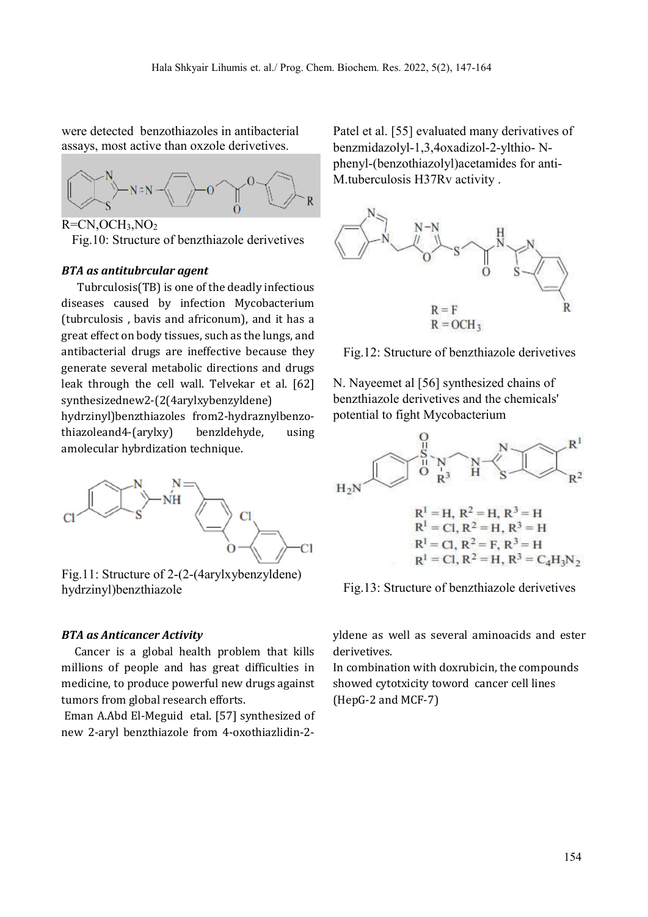were detected benzothiazoles in antibacterial assays, most active than oxzole derivetives.

R=CN,$OCH_3$,$NO_2$

Fig.10: Structure of benzthiazole derivetives

***BTA as antitubrcular agent***

Tubrculosis(TB) is one of the deadly infectious diseases caused by infection Mycobacterium (tubrculosis , bavis and africonum), and it has a great effect on body tissues, such as the lungs, and antibacterial drugs are ineffective because they generate several metabolic directions and drugs leak through the cell wall. Telvekar et al. [62] synthesizednew2-(2(4arylxybenzyldene) hydrzinyl)benzthiazoles from2-hydraznylbenzo-thiazoleand4-(arylxy) benzldehyde, using amolecular hybrdization technique.

Fig.11: Structure of 2-(2-(4arylxybenzyldene) hydrzinyl)benzthiazole

Patel et al. [55] evaluated many derivatives of benzmidazolyl-1,3,4oxadizol-2-ylthio- N-phenyl-(benzothiazolyl)acetamides for anti-M.tuberculosis H37Rv activity .

R = F
R = $OCH_3$

Fig.12: Structure of benzthiazole derivetives

N. Nayeemet al [56] synthesized chains of benzthiazole derivetives and the chemicals' potential to fight Mycobacterium

$R^1$ = H, $R^2$ = H, $R^3$ = H
$R^1$ = Cl, $R^2$ = H, $R^3$ = H
$R^1$ = Cl, $R^2$ = F, $R^3$ = H
$R^1$ = Cl, $R^2$ = H, $R^3$ = $C_4H_3N_2$

Fig.13: Structure of benzthiazole derivetives

***BTA as Anticancer Activity***

Cancer is a global health problem that kills millions of people and has great difficulties in medicine, to produce powerful new drugs against tumors from global research efforts.

Eman A.Abd El-Meguid etal. [57] synthesized of new 2-aryl benzthiazole from 4-oxothiazlidin-2-yldene as well as several aminoacids and ester derivetives.

In combination with doxrubicin, the compounds showed cytotxicity toword cancer cell lines (HepG-2 and MCF-7)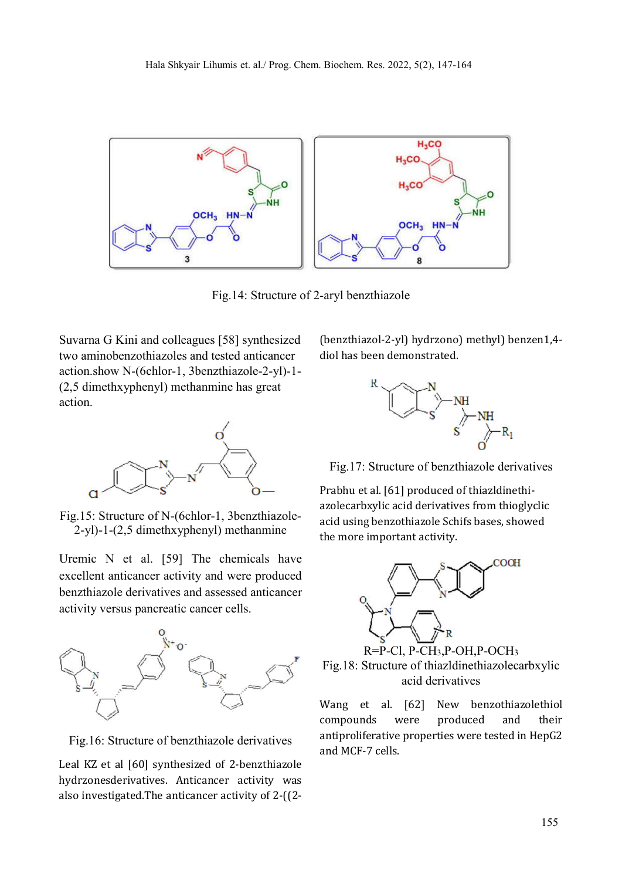Fig.14: Structure of 2-aryl benzthiazole

Suvarna G Kini and colleagues [58] synthesized two aminobenzothiazoles and tested anticancer action.show N-(6chlor-1, 3benzthiazole-2-yl)-1-(2,5 dimethxyphenyl) methanmine has great action.

Fig.15: Structure of N-(6chlor-1, 3benzthiazole-2-yl)-1-(2,5 dimethxyphenyl) methanmine

Uremic N et al. [59] The chemicals have excellent anticancer activity and were produced benzthiazole derivatives and assessed anticancer activity versus pancreatic cancer cells.

Fig.16: Structure of benzthiazole derivatives

Leal KZ et al [60] synthesized of 2-benzthiazole hydrzonesderivatives. Anticancer activity was also investigated.The anticancer activity of 2-((2-(benzthiazol-2-yl) hydrzono) methyl) benzen1,4-diol has been demonstrated.

Fig.17: Structure of benzthiazole derivatives

Prabhu et al. [61] produced of thiazldinethiazolecarbxylic acid derivatives from thioglyclic acid using benzothiazole Schifs bases, showed the more important activity.

R=P-Cl, P-$CH_3$,P-OH,P-$OCH_3$

Fig.18: Structure of thiazldinethiazolecarbxylic acid derivatives

Wang et al. [62] New benzothiazolethiol compounds were produced and their antiproliferative properties were tested in HepG2 and MCF-7 cells.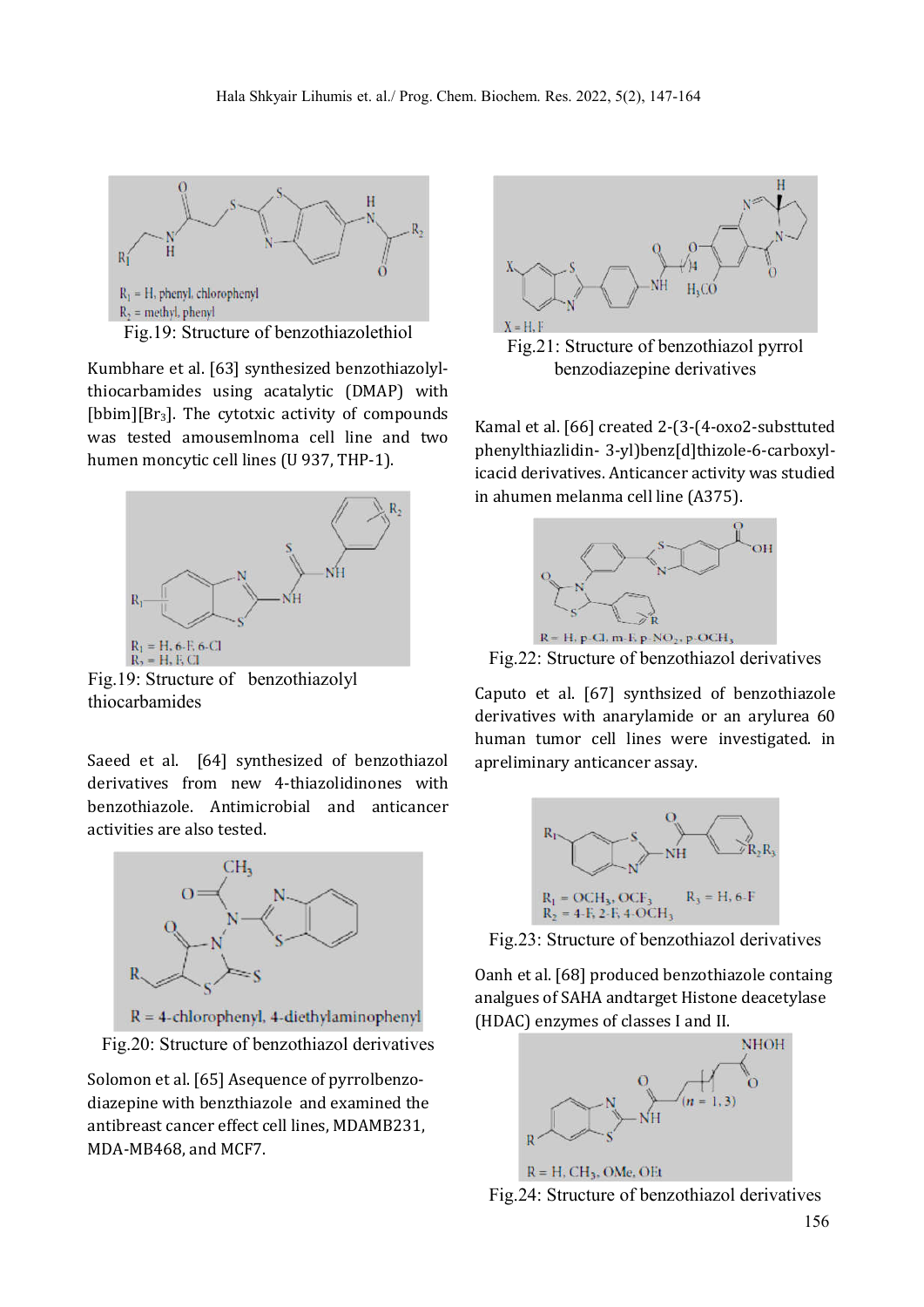$R_1$ = H, phenyl, chlorophenyl
$R_2$ = methyl, phenyl

Fig.19: Structure of benzothiazolethiol

Kumbhare et al. [63] synthesized benzothiazolyl-thiocarbamides using acatalytic (DMAP) with [bbim][$Br_3$]. The cytotxic activity of compounds was tested amousemlnoma cell line and two humen moncytic cell lines (U 937, THP-1).

$R_1$ = H, 6-F, 6-Cl
$R_2$ = H, F, Cl

Fig.19: Structure of benzothiazolyl thiocarbamides

Saeed et al. [64] synthesized of benzothiazol derivatives from new 4-thiazolidinones with benzothiazole. Antimicrobial and anticancer activities are also tested.

R = 4-chlorophenyl, 4-diethylaminophenyl

Fig.20: Structure of benzothiazol derivatives

Solomon et al. [65] Asequence of pyrrolbenzo-diazepine with benzthiazole and examined the antibreast cancer effect cell lines, MDAMB231, MDA-MB468, and MCF7.

X = H, F

Fig.21: Structure of benzothiazol pyrrol benzodiazepine derivatives

Kamal et al. [66] created 2-(3-(4-oxo2-substtuted phenylthiazlidin- 3-yl)benz[d]thizole-6-carboxyl-icacid derivatives. Anticancer activity was studied in ahumen melanma cell line (A375).

R = H, p-Cl, m-F, p-$NO_2$, p-$OCH_3$

Fig.22: Structure of benzothiazol derivatives

Caputo et al. [67] synthsized of benzothiazole derivatives with anarylamide or an arylurea 60 human tumor cell lines were investigated. in apreliminary anticancer assay.

$R_1$ = $OCH_3$, $OCF_3$ $R_3$ = H, 6-F
$R_2$ = 4-F, 2-F, 4-$OCH_3$

Fig.23: Structure of benzothiazol derivatives

Oanh et al. [68] produced benzothiazole containg analgues of SAHA andtarget Histone deacetylase (HDAC) enzymes of classes I and II.

R = H, $CH_3$, OMe, OEt

Fig.24: Structure of benzothiazol derivatives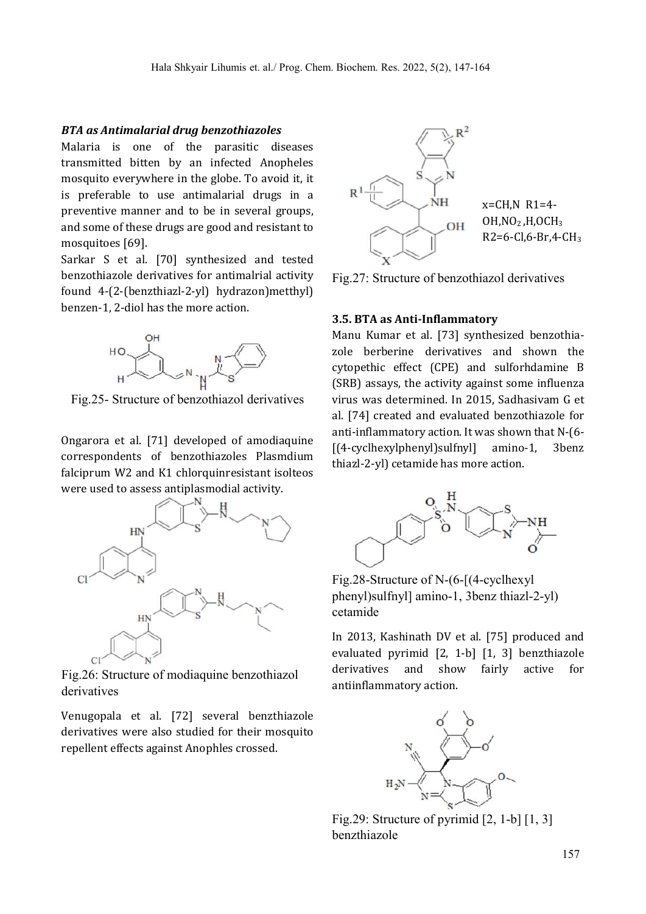### *BTA as Antimalarial drug benzothiazoles*

Malaria is one of the parasitic diseases transmitted bitten by an infected Anopheles mosquito everywhere in the globe. To avoid it, it is preferable to use antimalarial drugs in a preventive manner and to be in several groups, and some of these drugs are good and resistant to mosquitoes [69].

Sarkar S et al. [70] synthesized and tested benzothiazole derivatives for antimalrial activity found 4-(2-(benzthiazl-2-yl) hydrazon)metthyl) benzen-1, 2-diol has the more action.

Fig.25- Structure of benzothiazol derivatives

Ongarora et al. [71] developed of amodiaquine correspondents of benzothiazoles Plasmdium falciprum W2 and K1 chlorquinresistant isolteos were used to assess antiplasmodial activity.

Fig.26: Structure of modiaquine benzothiazol derivatives

Venugopala et al. [72] several benzthiazole derivatives were also studied for their mosquito repellent effects against Anophles crossed.

x=CH,N R1=4-OH,$NO_2$,H,$OCH_3$ R2=6-Cl,6-Br,4-$CH_3$

Fig.27: Structure of benzothiazol derivatives

### 3.5. BTA as Anti-Inflammatory

Manu Kumar et al. [73] synthesized benzothiazole berberine derivatives and shown the cytopethic effect (CPE) and sulforhdamine B (SRB) assays, the activity against some influenza virus was determined. In 2015, Sadhasivam G et al. [74] created and evaluated benzothiazole for anti-inflammatory action. It was shown that N-(6-[(4-cyclhexylphenyl)sulfnyl] amino-1, 3benz thiazl-2-yl) cetamide has more action.

Fig.28-Structure of N-(6-[(4-cyclhexyl phenyl)sulfnyl] amino-1, 3benz thiazl-2-yl) cetamide

In 2013, Kashinath DV et al. [75] produced and evaluated pyrimid [2, 1-b] [1, 3] benzthiazole derivatives and show fairly active for antiinflammatory action.

Fig.29: Structure of pyrimid [2, 1-b] [1, 3] benzthiazole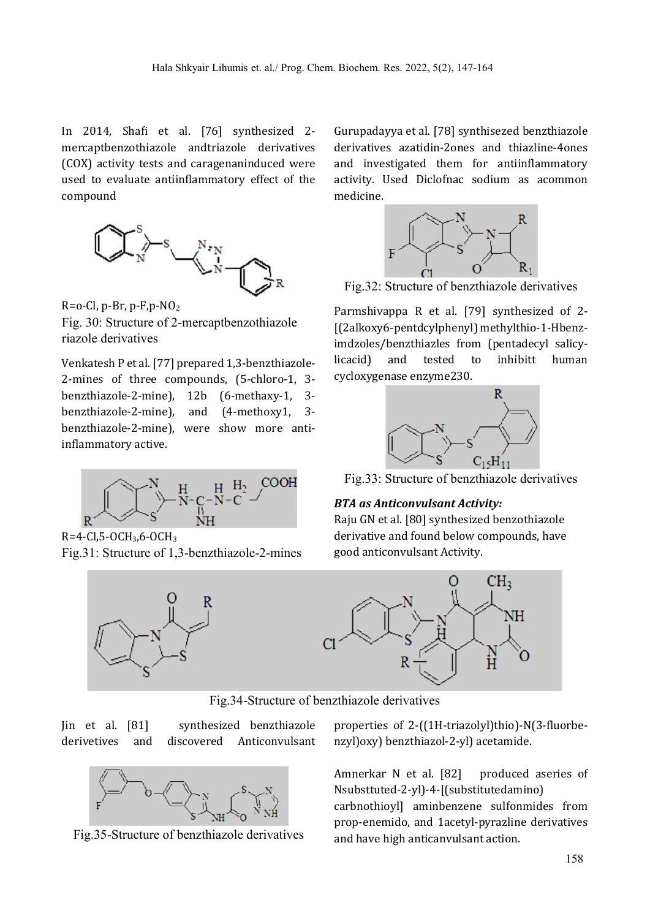In 2014, Shafi et al. [76] synthesized 2-mercaptbenzothiazole andtriazole derivatives (COX) activity tests and caragenaninduced were used to evaluate antiinflammatory effect of the compound

R=o-Cl, p-Br, p-F,p-$NO_2$

Fig. 30: Structure of 2-mercaptbenzothiazole riazole derivatives

Venkatesh P et al. [77] prepared 1,3-benzthiazole-2-mines of three compounds, (5-chloro-1, 3-benzthiazole-2-mine), 12b (6-methaxy-1, 3-benzthiazole-2-mine), and (4-methoxy1, 3-benzthiazole-2-mine), were show more anti-inflammatory active.

R=4-Cl,5-$OCH_3$,6-$OCH_3$

Fig.31: Structure of 1,3-benzthiazole-2-mines

Gurupadayya et al. [78] synthisezed benzthiazole derivatives azatidin-2ones and thiazline-4ones and investigated them for antiinflammatory activity. Used Diclofnac sodium as acommon medicine.

Fig.32: Structure of benzthiazole derivatives

Parmshivappa R et al. [79] synthesized of 2-[(2alkoxy6-pentdcylphenyl) methylthio-1-Hbenz-imdzoles/benzthiazles from (pentadecyl salicy-licacid) and tested to inhibitt human cycloxygenase enzyme230.

Fig.33: Structure of benzthiazole derivatives

### *BTA as Anticonvulsant Activity:*

Raju GN et al. [80] synthesized benzothiazole derivative and found below compounds, have good anticonvulsant Activity.

Fig.34-Structure of benzthiazole derivatives

Jin et al. [81] synthesized benzthiazole derivetives and discovered Anticonvulsant properties of 2-((1H-triazolyl)thio)-N(3-fluorbe-nzyl)oxy) benzthiazol-2-yl) acetamide.

Fig.35-Structure of benzthiazole derivatives

Amnerkar N et al. [82] produced aseries of Nsubsttuted-2-yl)-4-[(substitutedamino) carbnothioyl] aminbenzene sulfonmides from prop-enemido, and 1acetyl-pyrazline derivatives and have high anticanvulsant action.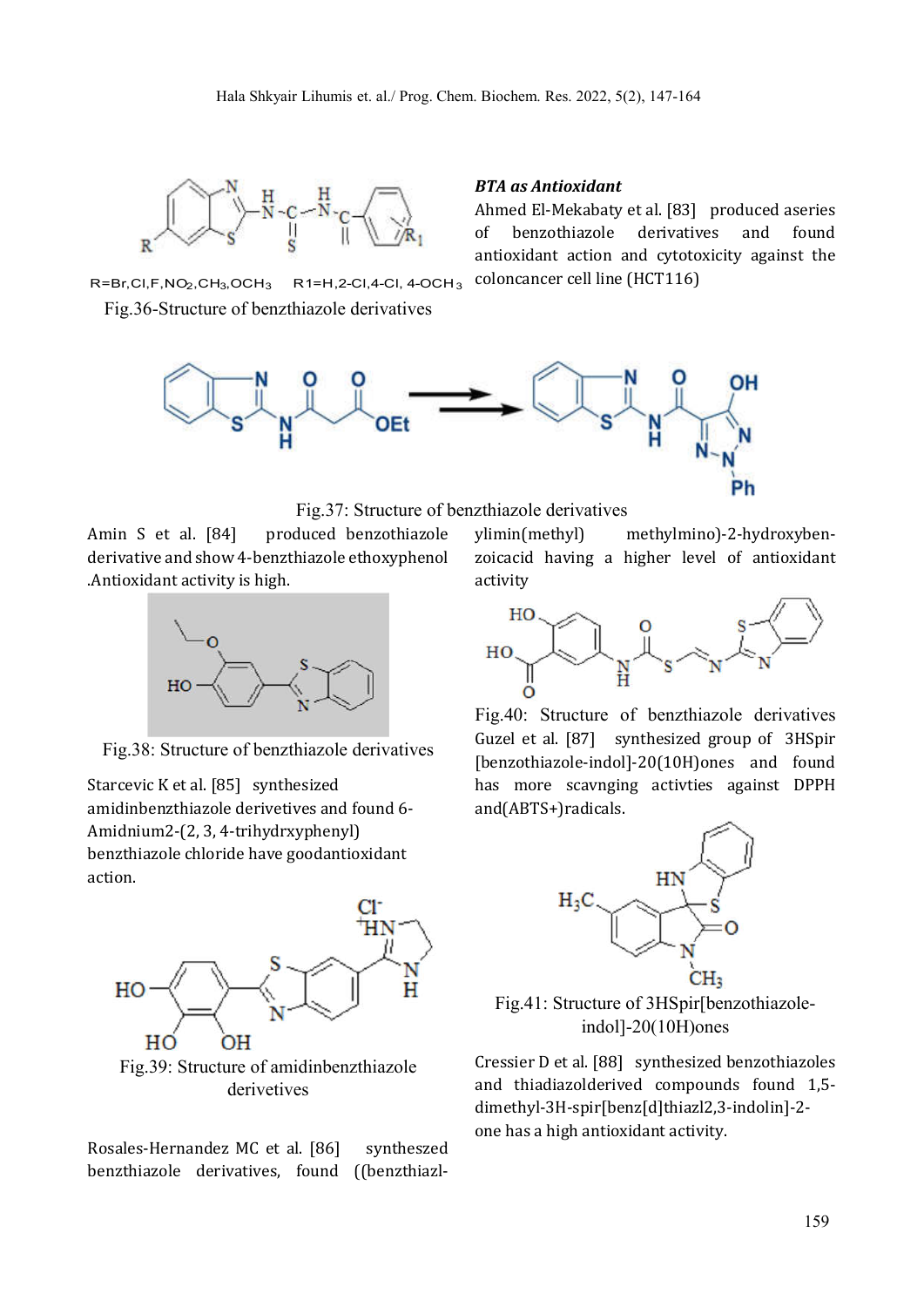R=Br,Cl,F,$NO_2$,$CH_3$,$OCH_3$ R1=H,2-Cl,4-Cl, 4-$OCH_3$

Fig.36-Structure of benzthiazole derivatives

***BTA as Antioxidant***

Ahmed El-Mekabaty et al. [83] produced aseries of benzothiazole derivatives and found antioxidant action and cytotoxicity against the coloncancer cell line (HCT116)

Fig.37: Structure of benzthiazole derivatives

Amin S et al. [84] produced benzothiazole derivative and show 4-benzthiazole ethoxyphenol .Antioxidant activity is high.

Fig.38: Structure of benzthiazole derivatives

Starcevic K et al. [85] synthesized amidinbenzthiazole derivetives and found 6-Amidnium2-(2, 3, 4-trihydrxyphenyl) benzthiazole chloride have goodantioxidant action.

Fig.39: Structure of amidinbenzthiazole derivetives

Rosales-Hernandez MC et al. [86] synthesezed benzthiazole derivatives, found ((benzthiazl-ylimin(methyl) methylmino)-2-hydroxyben-zoicacid having a higher level of antioxidant activity

Fig.40: Structure of benzthiazole derivatives

Guzel et al. [87] synthesized group of 3HSpir[benzothiazole-indol]-20(10H)ones and found has more scavnging activties against DPPH and(ABTS+)radicals.

Fig.41: Structure of 3HSpir[benzothiazole-indol]-20(10H)ones

Cressier D et al. [88] synthesized benzothiazoles and thiadiazolderived compounds found 1,5-dimethyl-3H-spir[benz[d]thiazl2,3-indolin]-2-one has a high antioxidant activity.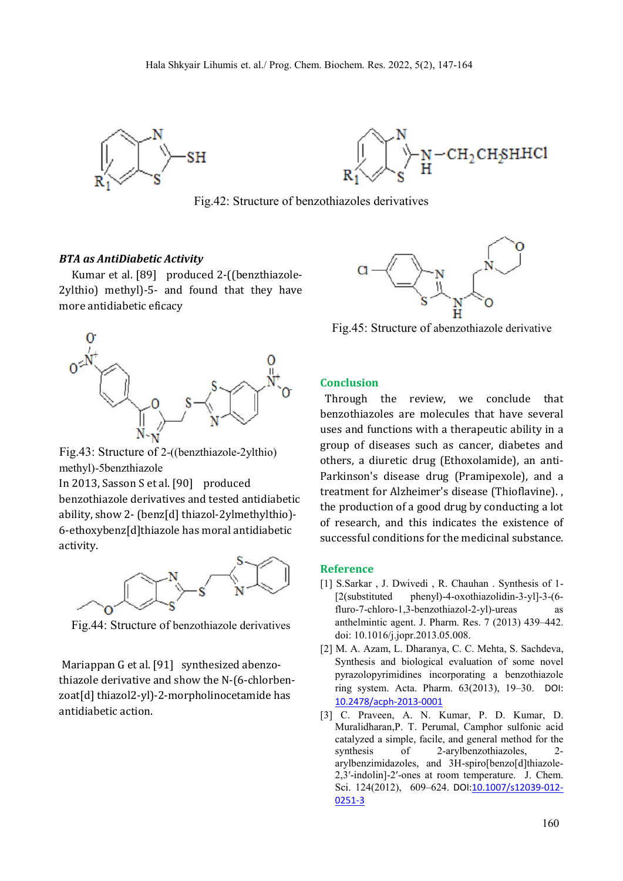Fig.42: Structure of benzothiazoles derivatives

***BTA as AntiDiabetic Activity***

Kumar et al. [89] produced 2-((benzthiazole-2ylthio) methyl)-5- and found that they have more antidiabetic eficacy

Fig.43: Structure of 2-((benzthiazole-2ylthio) methyl)-5benzthiazole

In 2013, Sasson S et al. [90] produced benzothiazole derivatives and tested antidiabetic ability, show 2- (benz[d] thiazol-2ylmethylthio)-6-ethoxybenz[d]thiazole has moral antidiabetic activity.

Fig.44: Structure of benzothiazole derivatives

Mariappan G et al. [91] synthesized abenzo-thiazole derivative and show the N-(6-chlorben-zoat[d] thiazol2-yl)-2-morpholinocetamide has antidiabetic action.

Fig.45: Structure of abenzothiazole derivative

## Conclusion

Through the review, we conclude that benzothiazoles are molecules that have several uses and functions with a therapeutic ability in a group of diseases such as cancer, diabetes and others, a diuretic drug (Ethoxolamide), an anti-Parkinson's disease drug (Pramipexole), and a treatment for Alzheimer's disease (Thioflavine). , the production of a good drug by conducting a lot of research, and this indicates the existence of successful conditions for the medicinal substance.

## Reference

[1] S.Sarkar , J. Dwivedi , R. Chauhan . Synthesis of 1-[2(substituted phenyl)-4-oxothiazolidin-3-yl]-3-(6-fluro-7-chloro-1,3-benzothiazol-2-yl)-ureas as anthelmintic agent. J. Pharm. Res. 7 (2013) 439–442. doi: 10.1016/j.jopr.2013.05.008.

[2] M. A. Azam, L. Dharanya, C. C. Mehta, S. Sachdeva, Synthesis and biological evaluation of some novel pyrazolopyrimidines incorporating a benzothiazole ring system. Acta. Pharm. 63(2013), 19–30. DOI: 10.2478/acph-2013-0001

[3] C. Praveen, A. N. Kumar, P. D. Kumar, D. Muralidharan,P. T. Perumal, Camphor sulfonic acid catalyzed a simple, facile, and general method for the synthesis of 2-arylbenzothiazoles, 2-arylbenzimidazoles, and 3H-spiro[benzo[d]thiazole-2,3′-indolin]-2′-ones at room temperature. J. Chem. Sci. 124(2012), 609–624. DOI:10.1007/s12039-012-0251-3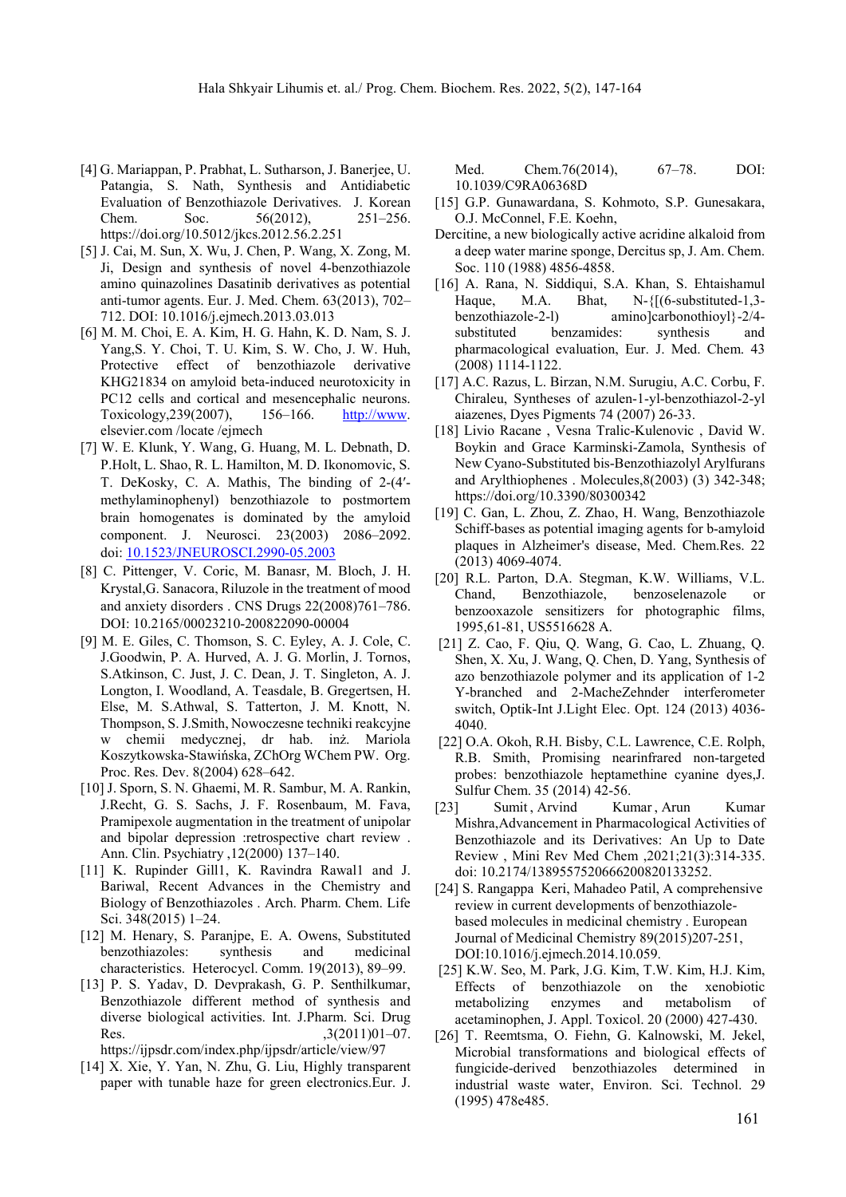[4] G. Mariappan, P. Prabhat, L. Sutharson, J. Banerjee, U. Patangia, S. Nath, Synthesis and Antidiabetic Evaluation of Benzothiazole Derivatives. J. Korean Chem. Soc. 56(2012), 251–256. https://doi.org/10.5012/jkcs.2012.56.2.251

[5] J. Cai, M. Sun, X. Wu, J. Chen, P. Wang, X. Zong, M. Ji, Design and synthesis of novel 4-benzothiazole amino quinazolines Dasatinib derivatives as potential anti-tumor agents. Eur. J. Med. Chem. 63(2013), 702–712. DOI: 10.1016/j.ejmech.2013.03.013

[6] M. M. Choi, E. A. Kim, H. G. Hahn, K. D. Nam, S. J. Yang,S. Y. Choi, T. U. Kim, S. W. Cho, J. W. Huh, Protective effect of benzothiazole derivative KHG21834 on amyloid beta-induced neurotoxicity in PC12 cells and cortical and mesencephalic neurons. Toxicology,239(2007), 156–166. http://www. elsevier.com /locate /ejmech

[7] W. E. Klunk, Y. Wang, G. Huang, M. L. Debnath, D. P.Holt, L. Shao, R. L. Hamilton, M. D. Ikonomovic, S. T. DeKosky, C. A. Mathis, The binding of 2-(4′-methylaminophenyl) benzothiazole to postmortem brain homogenates is dominated by the amyloid component. J. Neurosci. 23(2003) 2086–2092. doi: 10.1523/JNEUROSCI.2990-05.2003

[8] C. Pittenger, V. Coric, M. Banasr, M. Bloch, J. H. Krystal,G. Sanacora, Riluzole in the treatment of mood and anxiety disorders . CNS Drugs 22(2008)761–786. DOI: 10.2165/00023210-200822090-00004

[9] M. E. Giles, C. Thomson, S. C. Eyley, A. J. Cole, C. J.Goodwin, P. A. Hurved, A. J. G. Morlin, J. Tornos, S.Atkinson, C. Just, J. C. Dean, J. T. Singleton, A. J. Longton, I. Woodland, A. Teasdale, B. Gregertsen, H. Else, M. S.Athwal, S. Tatterton, J. M. Knott, N. Thompson, S. J.Smith, Nowoczesne techniki reakcyjne w chemii medycznej, dr hab. inż. Mariola Koszytkowska-Stawińska, ZChOrg WChem PW. Org. Proc. Res. Dev. 8(2004) 628–642.

[10] J. Sporn, S. N. Ghaemi, M. R. Sambur, M. A. Rankin, J.Recht, G. S. Sachs, J. F. Rosenbaum, M. Fava, Pramipexole augmentation in the treatment of unipolar and bipolar depression :retrospective chart review . Ann. Clin. Psychiatry ,12(2000) 137–140.

[11] K. Rupinder Gill1, K. Ravindra Rawal1 and J. Bariwal, Recent Advances in the Chemistry and Biology of Benzothiazoles . Arch. Pharm. Chem. Life Sci. 348(2015) 1–24.

[12] M. Henary, S. Paranjpe, E. A. Owens, Substituted benzothiazoles: synthesis and medicinal characteristics. Heterocycl. Comm. 19(2013), 89–99.

[13] P. S. Yadav, D. Devprakash, G. P. Senthilkumar, Benzothiazole different method of synthesis and diverse biological activities. Int. J.Pharm. Sci. Drug Res. ,3(2011)01–07. https://ijpsdr.com/index.php/ijpsdr/article/view/97

[14] X. Xie, Y. Yan, N. Zhu, G. Liu, Highly transparent paper with tunable haze for green electronics.Eur. J. Med. Chem.76(2014), 67–78. DOI: 10.1039/C9RA06368D

[15] G.P. Gunawardana, S. Kohmoto, S.P. Gunesakara, O.J. McConnel, F.E. Koehn,

Dercitine, a new biologically active acridine alkaloid from a deep water marine sponge, Dercitus sp, J. Am. Chem. Soc. 110 (1988) 4856-4858.

[16] A. Rana, N. Siddiqui, S.A. Khan, S. Ehtaishamul Haque, M.A. Bhat, N-{[(6-substituted-1,3-benzothiazole-2-l) amino]carbonothioyl}-2/4-substituted benzamides: synthesis and pharmacological evaluation, Eur. J. Med. Chem. 43 (2008) 1114-1122.

[17] A.C. Razus, L. Birzan, N.M. Surugiu, A.C. Corbu, F. Chiraleu, Syntheses of azulen-1-yl-benzothiazol-2-yl aiazenes, Dyes Pigments 74 (2007) 26-33.

[18] Livio Racane , Vesna Tralic-Kulenovic , David W. Boykin and Grace Karminski-Zamola, Synthesis of New Cyano-Substituted bis-Benzothiazolyl Arylfurans and Arylthiophenes . Molecules,8(2003) (3) 342-348; https://doi.org/10.3390/80300342

[19] C. Gan, L. Zhou, Z. Zhao, H. Wang, Benzothiazole Schiff-bases as potential imaging agents for b-amyloid plaques in Alzheimer's disease, Med. Chem.Res. 22 (2013) 4069-4074.

[20] R.L. Parton, D.A. Stegman, K.W. Williams, V.L. Chand, Benzothiazole, benzoselenazole or benzooxazole sensitizers for photographic films, 1995,61-81, US5516628 A.

[21] Z. Cao, F. Qiu, Q. Wang, G. Cao, L. Zhuang, Q. Shen, X. Xu, J. Wang, Q. Chen, D. Yang, Synthesis of azo benzothiazole polymer and its application of 1-2 Y-branched and 2-MacheZehnder interferometer switch, Optik-Int J.Light Elec. Opt. 124 (2013) 4036-4040.

[22] O.A. Okoh, R.H. Bisby, C.L. Lawrence, C.E. Rolph, R.B. Smith, Promising nearinfrared non-targeted probes: benzothiazole heptamethine cyanine dyes,J. Sulfur Chem. 35 (2014) 42-56.

[23] Sumit , Arvind Kumar , Arun Kumar Mishra,Advancement in Pharmacological Activities of Benzothiazole and its Derivatives: An Up to Date Review , Mini Rev Med Chem ,2021;21(3):314-335. doi: 10.2174/1389557520666200820133252.

[24] S. Rangappa Keri, Mahadeo Patil, A comprehensive review in current developments of benzothiazole-based molecules in medicinal chemistry . European Journal of Medicinal Chemistry 89(2015)207-251, DOI:10.1016/j.ejmech.2014.10.059.

[25] K.W. Seo, M. Park, J.G. Kim, T.W. Kim, H.J. Kim, Effects of benzothiazole on the xenobiotic metabolizing enzymes and metabolism of acetaminophen, J. Appl. Toxicol. 20 (2000) 427-430.

[26] T. Reemtsma, O. Fiehn, G. Kalnowski, M. Jekel, Microbial transformations and biological effects of fungicide-derived benzothiazoles determined in industrial waste water, Environ. Sci. Technol. 29 (1995) 478e485.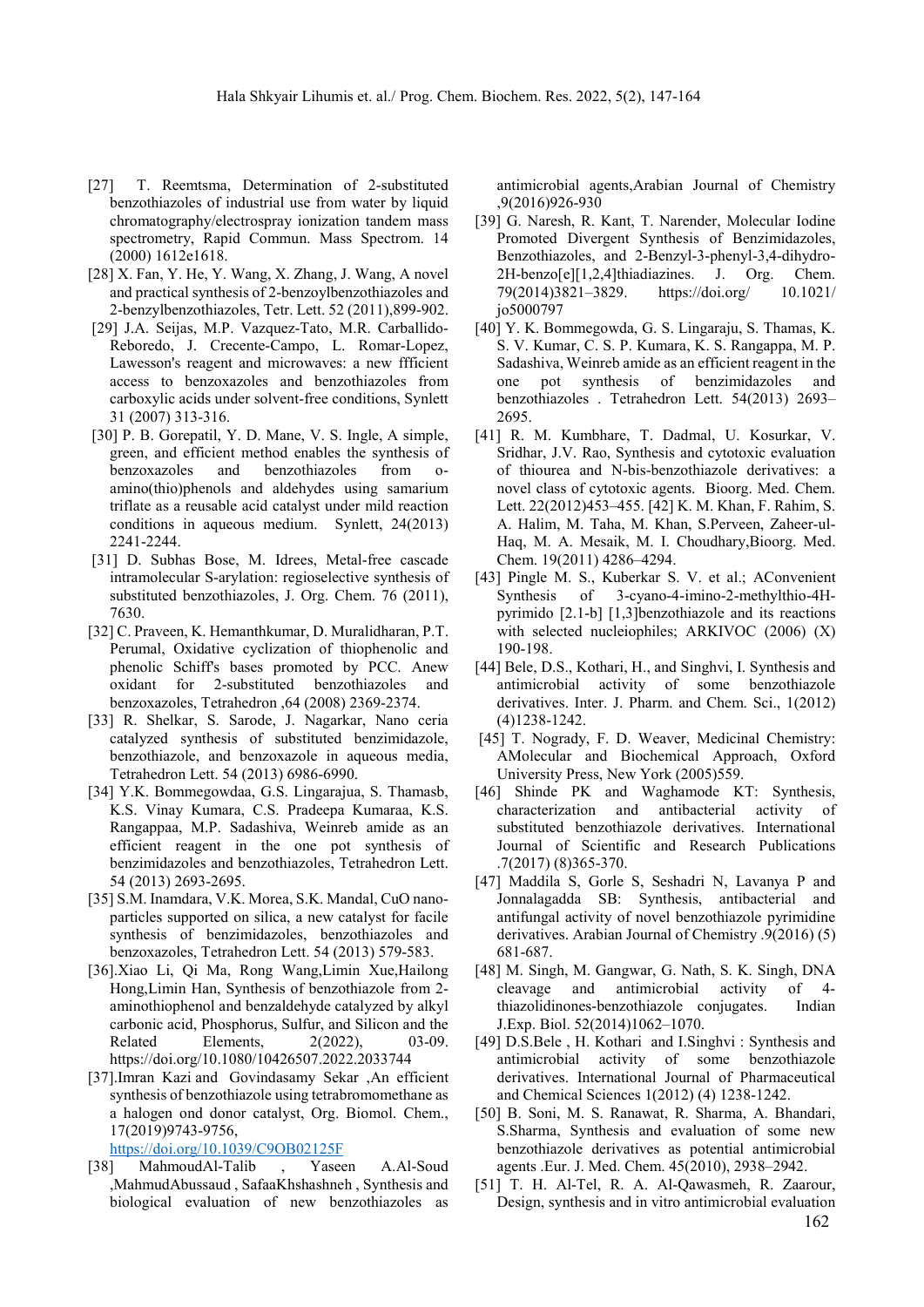[27] T. Reemtsma, Determination of 2-substituted benzothiazoles of industrial use from water by liquid chromatography/electrospray ionization tandem mass spectrometry, Rapid Commun. Mass Spectrom. 14 (2000) 1612e1618.

[28] X. Fan, Y. He, Y. Wang, X. Zhang, J. Wang, A novel and practical synthesis of 2-benzoylbenzothiazoles and 2-benzylbenzothiazoles, Tetr. Lett. 52 (2011),899-902.

[29] J.A. Seijas, M.P. Vazquez-Tato, M.R. Carballido-Reboredo, J. Crecente-Campo, L. Romar-Lopez, Lawesson's reagent and microwaves: a new ffficient access to benzoxazoles and benzothiazoles from carboxylic acids under solvent-free conditions, Synlett 31 (2007) 313-316.

[30] P. B. Gorepatil, Y. D. Mane, V. S. Ingle, A simple, green, and efficient method enables the synthesis of benzoxazoles and benzothiazoles from o-amino(thio)phenols and aldehydes using samarium triflate as a reusable acid catalyst under mild reaction conditions in aqueous medium. Synlett, 24(2013) 2241-2244.

[31] D. Subhas Bose, M. Idrees, Metal-free cascade intramolecular S-arylation: regioselective synthesis of substituted benzothiazoles, J. Org. Chem. 76 (2011), 7630.

[32] C. Praveen, K. Hemanthkumar, D. Muralidharan, P.T. Perumal, Oxidative cyclization of thiophenolic and phenolic Schiff's bases promoted by PCC. Anew oxidant for 2-substituted benzothiazoles and benzoxazoles, Tetrahedron ,64 (2008) 2369-2374.

[33] R. Shelkar, S. Sarode, J. Nagarkar, Nano ceria catalyzed synthesis of substituted benzimidazole, benzothiazole, and benzoxazole in aqueous media, Tetrahedron Lett. 54 (2013) 6986-6990.

[34] Y.K. Bommegowdaa, G.S. Lingarajua, S. Thamasb, K.S. Vinay Kumara, C.S. Pradeepa Kumaraa, K.S. Rangappaa, M.P. Sadashiva, Weinreb amide as an efficient reagent in the one pot synthesis of benzimidazoles and benzothiazoles, Tetrahedron Lett. 54 (2013) 2693-2695.

[35] S.M. Inamdara, V.K. Morea, S.K. Mandal, CuO nano-particles supported on silica, a new catalyst for facile synthesis of benzimidazoles, benzothiazoles and benzoxazoles, Tetrahedron Lett. 54 (2013) 579-583.

[36].Xiao Li, Qi Ma, Rong Wang,Limin Xue,Hailong Hong,Limin Han, Synthesis of benzothiazole from 2-aminothiophenol and benzaldehyde catalyzed by alkyl carbonic acid, Phosphorus, Sulfur, and Silicon and the Related Elements, 2(2022), 03-09. https://doi.org/10.1080/10426507.2022.2033744

[37].Imran Kazi and Govindasamy Sekar ,An efficient synthesis of benzothiazole using tetrabromomethane as a halogen ond donor catalyst, Org. Biomol. Chem., 17(2019)9743-9756, https://doi.org/10.1039/C9OB02125F

[38] MahmoudAl-Talib , Yaseen A.Al-Soud ,MahmudAbussaud , SafaaKhshashneh , Synthesis and biological evaluation of new benzothiazoles as antimicrobial agents,Arabian Journal of Chemistry ,9(2016)926-930

[39] G. Naresh, R. Kant, T. Narender, Molecular Iodine Promoted Divergent Synthesis of Benzimidazoles, Benzothiazoles, and 2-Benzyl-3-phenyl-3,4-dihydro-2H-benzo[e][1,2,4]thiadiazines. J. Org. Chem. 79(2014)3821–3829. https://doi.org/ 10.1021/ jo5000797

[40] Y. K. Bommegowda, G. S. Lingaraju, S. Thamas, K. S. V. Kumar, C. S. P. Kumara, K. S. Rangappa, M. P. Sadashiva, Weinreb amide as an efficient reagent in the one pot synthesis of benzimidazoles and benzothiazoles . Tetrahedron Lett. 54(2013) 2693–2695.

[41] R. M. Kumbhare, T. Dadmal, U. Kosurkar, V. Sridhar, J.V. Rao, Synthesis and cytotoxic evaluation of thiourea and N-bis-benzothiazole derivatives: a novel class of cytotoxic agents. Bioorg. Med. Chem. Lett. 22(2012)453–455. [42] K. M. Khan, F. Rahim, S. A. Halim, M. Taha, M. Khan, S.Perveen, Zaheer-ul-Haq, M. A. Mesaik, M. I. Choudhary,Bioorg. Med. Chem. 19(2011) 4286–4294.

[43] Pingle M. S., Kuberkar S. V. et al.; AConvenient Synthesis of 3-cyano-4-imino-2-methylthio-4H-pyrimido [2.1-b] [1,3]benzothiazole and its reactions with selected nucleophiles; ARKIVOC (2006) (X) 190-198.

[44] Bele, D.S., Kothari, H., and Singhvi, I. Synthesis and antimicrobial activity of some benzothiazole derivatives. Inter. J. Pharm. and Chem. Sci., 1(2012) (4)1238-1242.

[45] T. Nogrady, F. D. Weaver, Medicinal Chemistry: AMolecular and Biochemical Approach, Oxford University Press, New York (2005)559.

[46] Shinde PK and Waghamode KT: Synthesis, characterization and antibacterial activity of substituted benzothiazole derivatives. International Journal of Scientific and Research Publications .7(2017) (8)365-370.

[47] Maddila S, Gorle S, Seshadri N, Lavanya P and Jonnalagadda SB: Synthesis, antibacterial and antifungal activity of novel benzothiazole pyrimidine derivatives. Arabian Journal of Chemistry .9(2016) (5) 681-687.

[48] M. Singh, M. Gangwar, G. Nath, S. K. Singh, DNA cleavage and antimicrobial activity of 4-thiazolidinones-benzothiazole conjugates. Indian J.Exp. Biol. 52(2014)1062–1070.

[49] D.S.Bele , H. Kothari and I.Singhvi : Synthesis and antimicrobial activity of some benzothiazole derivatives. International Journal of Pharmaceutical and Chemical Sciences 1(2012) (4) 1238-1242.

[50] B. Soni, M. S. Ranawat, R. Sharma, A. Bhandari, S.Sharma, Synthesis and evaluation of some new benzothiazole derivatives as potential antimicrobial agents .Eur. J. Med. Chem. 45(2010), 2938–2942.

[51] T. H. Al-Tel, R. A. Al-Qawasmeh, R. Zaarour, Design, synthesis and in vitro antimicrobial evaluation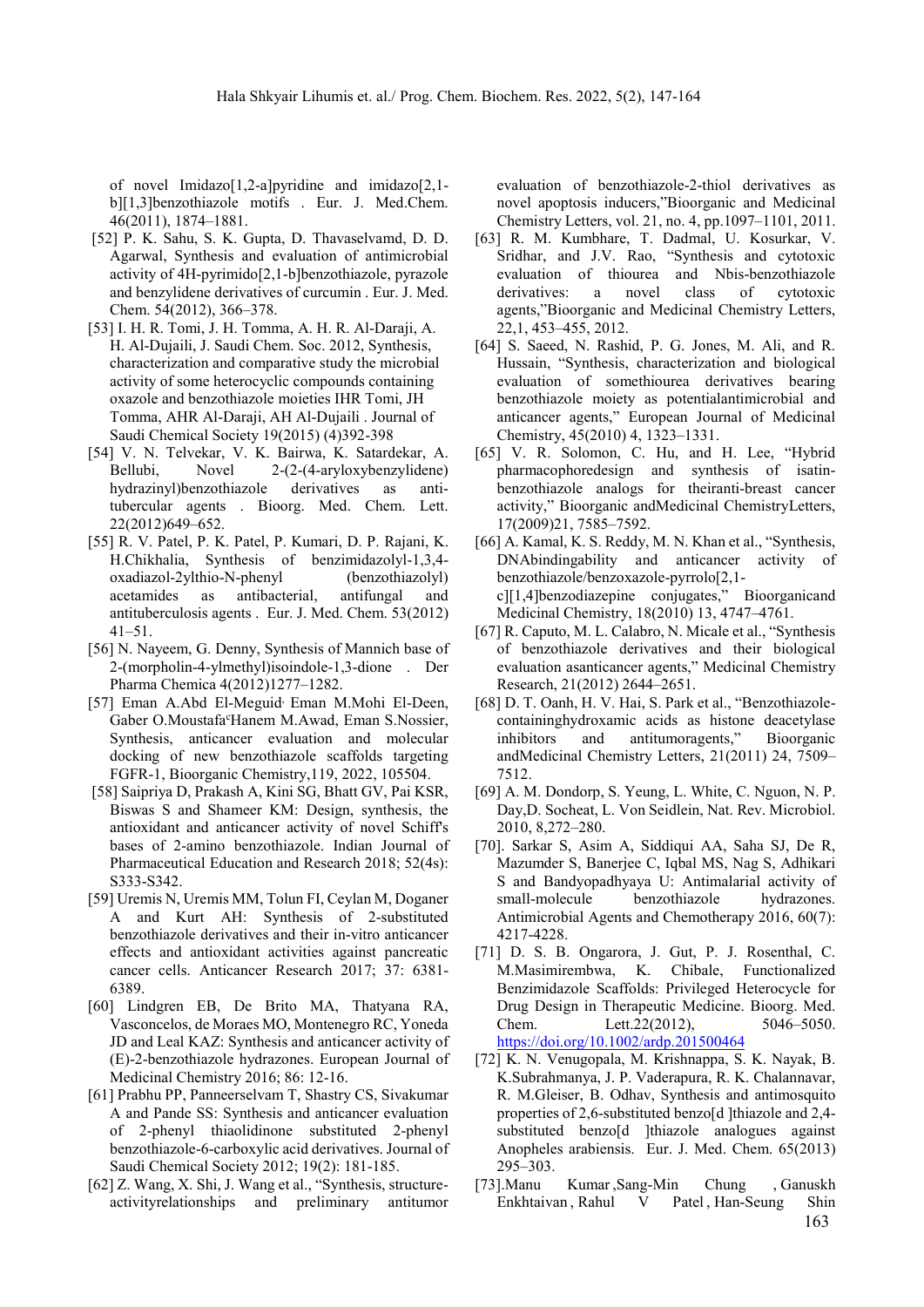of novel Imidazo[1,2-a]pyridine and imidazo[2,1-b][1,3]benzothiazole motifs . Eur. J. Med.Chem. 46(2011), 1874–1881.

[52] P. K. Sahu, S. K. Gupta, D. Thavaselvamd, D. D. Agarwal, Synthesis and evaluation of antimicrobial activity of 4H-pyrimido[2,1-b]benzothiazole, pyrazole and benzylidene derivatives of curcumin . Eur. J. Med. Chem. 54(2012), 366–378.

[53] I. H. R. Tomi, J. H. Tomma, A. H. R. Al-Daraji, A. H. Al-Dujaili, J. Saudi Chem. Soc. 2012, Synthesis, characterization and comparative study the microbial activity of some heterocyclic compounds containing oxazole and benzothiazole moieties IHR Tomi, JH Tomma, AHR Al-Daraji, AH Al-Dujaili . Journal of Saudi Chemical Society 19(2015) (4)392-398

[54] V. N. Telvekar, V. K. Bairwa, K. Satardekar, A. Bellubi, Novel 2-(2-(4-aryloxybenzylidene) hydrazinyl)benzothiazole derivatives as anti-tubercular agents . Bioorg. Med. Chem. Lett. 22(2012)649–652.

[55] R. V. Patel, P. K. Patel, P. Kumari, D. P. Rajani, K. H.Chikhalia, Synthesis of benzimidazolyl-1,3,4-oxadiazol-2ylthio-N-phenyl (benzothiazolyl) acetamides as antibacterial, antifungal and antituberculosis agents . Eur. J. Med. Chem. 53(2012) 41–51.

[56] N. Nayeem, G. Denny, Synthesis of Mannich base of 2-(morpholin-4-ylmethyl)isoindole-1,3-dione . Der Pharma Chemica 4(2012)1277–1282.

[57] Eman A.Abd El-Meguid, Eman M.Mohi El-Deen, Gaber O.Moustafa, Hanem M.Awad, Eman S.Nossier, Synthesis, anticancer evaluation and molecular docking of new benzothiazole scaffolds targeting FGFR-1, Bioorganic Chemistry,119, 2022, 105504.

[58] Saipriya D, Prakash A, Kini SG, Bhatt GV, Pai KSR, Biswas S and Shameer KM: Design, synthesis, the antioxidant and anticancer activity of novel Schiff's bases of 2-amino benzothiazole. Indian Journal of Pharmaceutical Education and Research 2018; 52(4s): S333-S342.

[59] Uremis N, Uremis MM, Tolun FI, Ceylan M, Doganer A and Kurt AH: Synthesis of 2-substituted benzothiazole derivatives and their in-vitro anticancer effects and antioxidant activities against pancreatic cancer cells. Anticancer Research 2017; 37: 6381-6389.

[60] Lindgren EB, De Brito MA, Thatyana RA, Vasconcelos, de Moraes MO, Montenegro RC, Yoneda JD and Leal KAZ: Synthesis and anticancer activity of (E)-2-benzothiazole hydrazones. European Journal of Medicinal Chemistry 2016; 86: 12-16.

[61] Prabhu PP, Panneerselvam T, Shastry CS, Sivakumar A and Pande SS: Synthesis and anticancer evaluation of 2-phenyl thiaolidinone substituted 2-phenyl benzothiazole-6-carboxylic acid derivatives. Journal of Saudi Chemical Society 2012; 19(2): 181-185.

[62] Z. Wang, X. Shi, J. Wang et al., "Synthesis, structure-activityrelationships and preliminary antitumor evaluation of benzothiazole-2-thiol derivatives as novel apoptosis inducers,"Bioorganic and Medicinal Chemistry Letters, vol. 21, no. 4, pp.1097–1101, 2011.

[63] R. M. Kumbhare, T. Dadmal, U. Kosurkar, V. Sridhar, and J.V. Rao, "Synthesis and cytotoxic evaluation of thiourea and Nbis-benzothiazole derivatives: a novel class of cytotoxic agents,"Bioorganic and Medicinal Chemistry Letters, 22,1, 453–455, 2012.

[64] S. Saeed, N. Rashid, P. G. Jones, M. Ali, and R. Hussain, "Synthesis, characterization and biological evaluation of somethiourea derivatives bearing benzothiazole moiety as potentialantimicrobial and anticancer agents," European Journal of Medicinal Chemistry, 45(2010) 4, 1323–1331.

[65] V. R. Solomon, C. Hu, and H. Lee, "Hybrid pharmacophoredesign and synthesis of isatin-benzothiazole analogs for theiranti-breast cancer activity," Bioorganic andMedicinal ChemistryLetters, 17(2009)21, 7585–7592.

[66] A. Kamal, K. S. Reddy, M. N. Khan et al., "Synthesis, DNAbindingability and anticancer activity of benzothiazole/benzoxazole-pyrrolo[2,1-c][1,4]benzodiazepine conjugates," Bioorganicand Medicinal Chemistry, 18(2010) 13, 4747–4761.

[67] R. Caputo, M. L. Calabro, N. Micale et al., "Synthesis of benzothiazole derivatives and their biological evaluation asanticancer agents," Medicinal Chemistry Research, 21(2012) 2644–2651.

[68] D. T. Oanh, H. V. Hai, S. Park et al., "Benzothiazole-containinghydroxamic acids as histone deacetylase inhibitors and antitumoragents," Bioorganic andMedicinal Chemistry Letters, 21(2011) 24, 7509–7512.

[69] A. M. Dondorp, S. Yeung, L. White, C. Nguon, N. P. Day,D. Socheat, L. Von Seidlein, Nat. Rev. Microbiol. 2010, 8,272–280.

[70]. Sarkar S, Asim A, Siddiqui AA, Saha SJ, De R, Mazumder S, Banerjee C, Iqbal MS, Nag S, Adhikari S and Bandyopadhyaya U: Antimalarial activity of small-molecule benzothiazole hydrazones. Antimicrobial Agents and Chemotherapy 2016, 60(7): 4217-4228.

[71] D. S. B. Ongarora, J. Gut, P. J. Rosenthal, C. M.Masimirembwa, K. Chibale, Functionalized Benzimidazole Scaffolds: Privileged Heterocycle for Drug Design in Therapeutic Medicine. Bioorg. Med. Chem. Lett.22(2012), 5046–5050. https://doi.org/10.1002/ardp.201500464

[72] K. N. Venugopala, M. Krishnappa, S. K. Nayak, B. K.Subrahmanya, J. P. Vaderapura, R. K. Chalannavar, R. M.Gleiser, B. Odhav, Synthesis and antimosquito properties of 2,6-substituted benzo[d ]thiazole and 2,4-substituted benzo[d ]thiazole analogues against Anopheles arabiensis. Eur. J. Med. Chem. 65(2013) 295–303.

[73].Manu Kumar ,Sang-Min Chung , Ganuskh Enkhtaivan , Rahul V Patel , Han-Seung Shin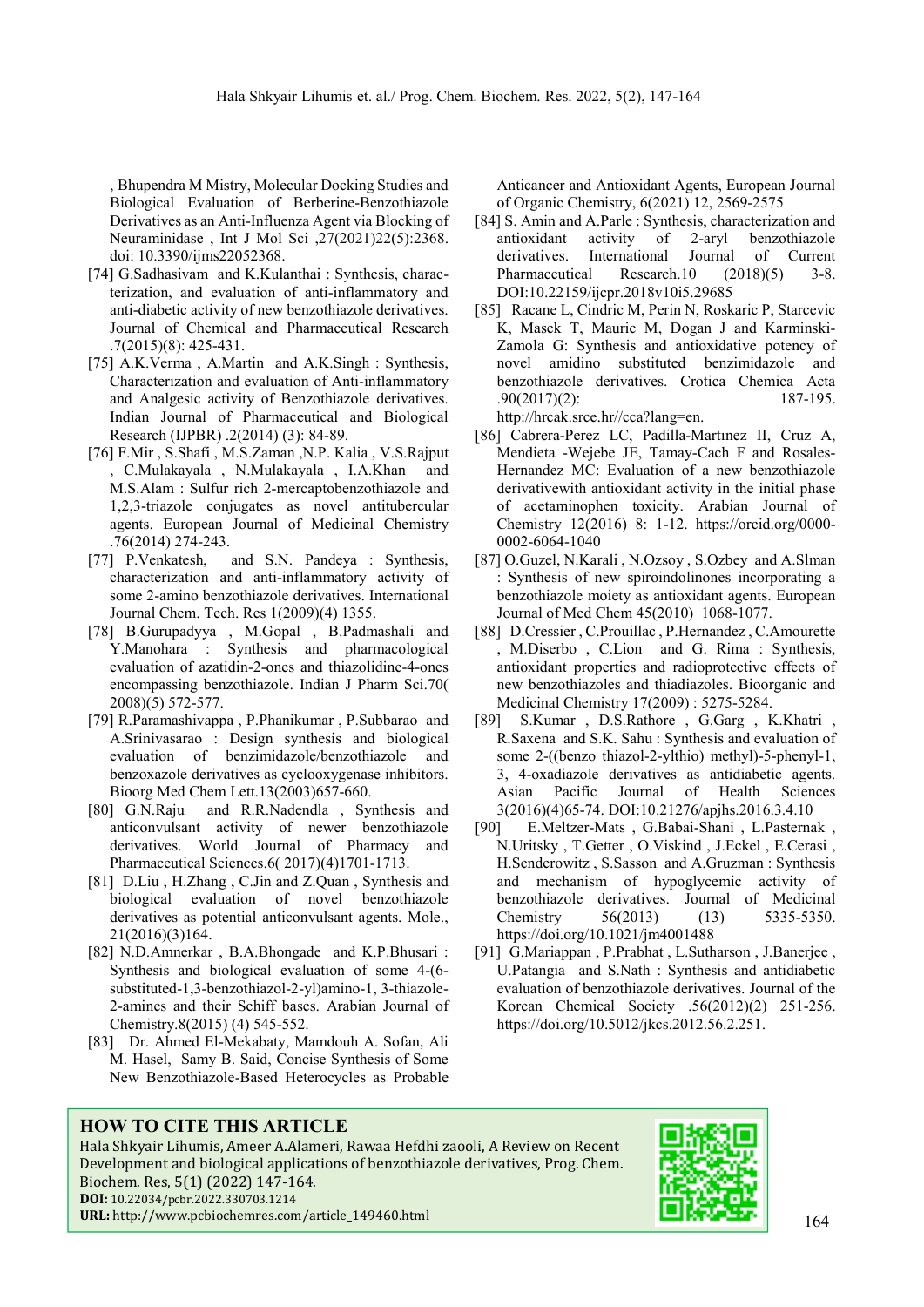, Bhupendra M Mistry, Molecular Docking Studies and Biological Evaluation of Berberine-Benzothiazole Derivatives as an Anti-Influenza Agent via Blocking of Neuraminidase , Int J Mol Sci ,27(2021)22(5):2368. doi: 10.3390/ijms22052368.

[74] G.Sadhasivam and K.Kulanthai : Synthesis, characterization, and evaluation of anti-inflammatory and anti-diabetic activity of new benzothiazole derivatives. Journal of Chemical and Pharmaceutical Research .7(2015)(8): 425-431.

[75] A.K.Verma , A.Martin and A.K.Singh : Synthesis, Characterization and evaluation of Anti-inflammatory and Analgesic activity of Benzothiazole derivatives. Indian Journal of Pharmaceutical and Biological Research (IJPBR) .2(2014) (3): 84-89.

[76] F.Mir , S.Shafi , M.S.Zaman ,N.P. Kalia , V.S.Rajput , C.Mulakayala , N.Mulakayala , I.A.Khan and M.S.Alam : Sulfur rich 2-mercaptobenzothiazole and 1,2,3-triazole conjugates as novel antitubercular agents. European Journal of Medicinal Chemistry .76(2014) 274-243.

[77] P.Venkatesh, and S.N. Pandeya : Synthesis, characterization and anti-inflammatory activity of some 2-amino benzothiazole derivatives. International Journal Chem. Tech. Res 1(2009)(4) 1355.

[78] B.Gurupadyya , M.Gopal , B.Padmashali and Y.Manohara : Synthesis and pharmacological evaluation of azatidin-2-ones and thiazolidine-4-ones encompassing benzothiazole. Indian J Pharm Sci.70( 2008)(5) 572-577.

[79] R.Paramashivappa , P.Phanikumar , P.Subbarao and A.Srinivasarao : Design synthesis and biological evaluation of benzimidazole/benzothiazole and benzoxazole derivatives as cyclooxygenase inhibitors. Bioorg Med Chem Lett.13(2003)657-660.

[80] G.N.Raju and R.R.Nadendla , Synthesis and anticonvulsant activity of newer benzothiazole derivatives. World Journal of Pharmacy and Pharmaceutical Sciences.6( 2017)(4)1701-1713.

[81] D.Liu , H.Zhang , C.Jin and Z.Quan , Synthesis and biological evaluation of novel benzothiazole derivatives as potential anticonvulsant agents. Mole., 21(2016)(3)164.

[82] N.D.Amnerkar , B.A.Bhongade and K.P.Bhusari : Synthesis and biological evaluation of some 4-(6-substituted-1,3-benzothiazol-2-yl)amino-1, 3-thiazole-2-amines and their Schiff bases. Arabian Journal of Chemistry.8(2015) (4) 545-552.

[83] Dr. Ahmed El-Mekabaty, Mamdouh A. Sofan, Ali M. Hasel, Samy B. Said, Concise Synthesis of Some New Benzothiazole-Based Heterocycles as Probable Anticancer and Antioxidant Agents, European Journal of Organic Chemistry, 6(2021) 12, 2569-2575

[84] S. Amin and A.Parle : Synthesis, characterization and antioxidant activity of 2-aryl benzothiazole derivatives. International Journal of Current Pharmaceutical Research.10 (2018)(5) 3-8. DOI:10.22159/ijcpr.2018v10i5.29685

[85] Racane L, Cindric M, Perin N, Roskaric P, Starcevic K, Masek T, Mauric M, Dogan J and Karminski-Zamola G: Synthesis and antioxidative potency of novel amidino substituted benzimidazole and benzothiazole derivatives. Crotica Chemica Acta .90(2017)(2): 187-195. http://hrcak.srce.hr//cca?lang=en.

[86] Cabrera-Perez LC, Padilla-Martınez II, Cruz A, Mendieta -Wejebe JE, Tamay-Cach F and Rosales-Hernandez MC: Evaluation of a new benzothiazole derivativewith antioxidant activity in the initial phase of acetaminophen toxicity. Arabian Journal of Chemistry 12(2016) 8: 1-12. https://orcid.org/0000-0002-6064-1040

[87] O.Guzel, N.Karali , N.Ozsoy , S.Ozbey and A.Slman : Synthesis of new spiroindolinones incorporating a benzothiazole moiety as antioxidant agents. European Journal of Med Chem 45(2010) 1068-1077.

[88] D.Cressier , C.Prouillac , P.Hernandez , C.Amourette , M.Diserbo , C.Lion and G. Rima : Synthesis, antioxidant properties and radioprotective effects of new benzothiazoles and thiadiazoles. Bioorganic and Medicinal Chemistry 17(2009) : 5275-5284.

[89] S.Kumar , D.S.Rathore , G.Garg , K.Khatri , R.Saxena and S.K. Sahu : Synthesis and evaluation of some 2-((benzo thiazol-2-ylthio) methyl)-5-phenyl-1, 3, 4-oxadiazole derivatives as antidiabetic agents. Asian Pacific Journal of Health Sciences 3(2016)(4)65-74. DOI:10.21276/apjhs.2016.3.4.10

[90] E.Meltzer-Mats , G.Babai-Shani , L.Pasternak , N.Uritsky , T.Getter , O.Viskind , J.Eckel , E.Cerasi , H.Senderowitz , S.Sasson and A.Gruzman : Synthesis and mechanism of hypoglycemic activity of benzothiazole derivatives. Journal of Medicinal Chemistry 56(2013) (13) 5335-5350. https://doi.org/10.1021/jm4001488

[91] G.Mariappan , P.Prabhat , L.Sutharson , J.Banerjee , U.Patangia and S.Nath : Synthesis and antidiabetic evaluation of benzothiazole derivatives. Journal of the Korean Chemical Society .56(2012)(2) 251-256. https://doi.org/10.5012/jkcs.2012.56.2.251.

## HOW TO CITE THIS ARTICLE

Hala Shkyair Lihumis, Ameer A.Alameri, Rawaa Hefdhi zaooli, A Review on Recent Development and biological applications of benzothiazole derivatives, Prog. Chem. Biochem. Res, 5(1) (2022) 147-164.

**DOI:** 10.22034/pcbr.2022.330703.1214

**URL:** http://www.pcbiochemres.com/article_149460.html